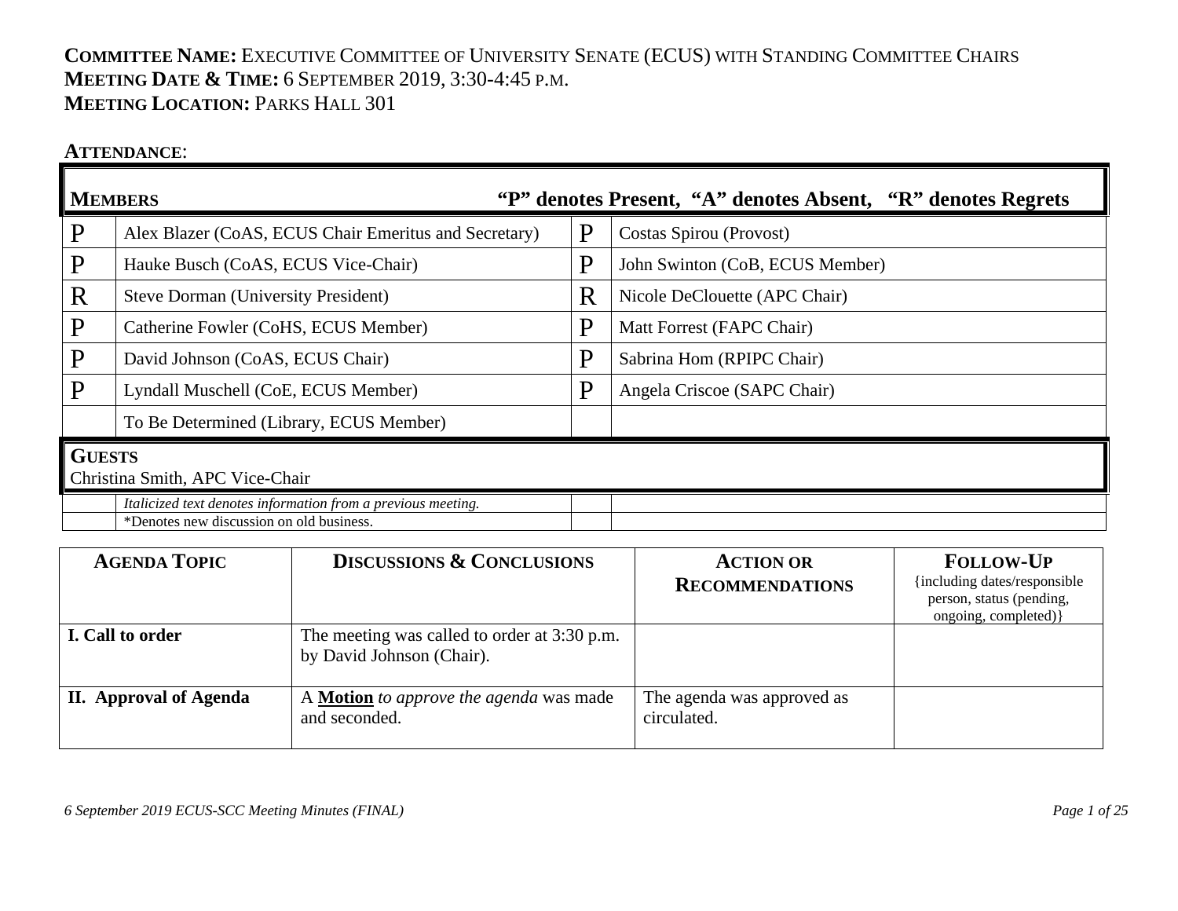**COMMITTEE NAME:** EXECUTIVE COMMITTEE OF UNIVERSITY SENATE (ECUS) WITH STANDING COMMITTEE CHAIRS
**MEETING DATE & TIME:** 6 SEPTEMBER 2019, 3:30-4:45 P.M.
**MEETING LOCATION:** PARKS HALL 301

**ATTENDANCE**:

| **MEMBERS** | | **"P" denotes Present, "A" denotes Absent, "R" denotes Regrets** | |
|---|---|---|---|
| P | Alex Blazer (CoAS, ECUS Chair Emeritus and Secretary) | P | Costas Spirou (Provost) |
| P | Hauke Busch (CoAS, ECUS Vice-Chair) | P | John Swinton (CoB, ECUS Member) |
| R | Steve Dorman (University President) | R | Nicole DeClouette (APC Chair) |
| P | Catherine Fowler (CoHS, ECUS Member) | P | Matt Forrest (FAPC Chair) |
| P | David Johnson (CoAS, ECUS Chair) | P | Sabrina Hom (RPIPC Chair) |
| P | Lyndall Muschell (CoE, ECUS Member) | P | Angela Criscoe (SAPC Chair) |
| | To Be Determined (Library, ECUS Member) | | |
| **GUESTS** Christina Smith, APC Vice-Chair | | | |
| | *Italicized text denotes information from a previous meeting.* | | |
| | *Denotes new discussion on old business. | | |

| **AGENDA TOPIC** | **DISCUSSIONS & CONCLUSIONS** | **ACTION OR RECOMMENDATIONS** | **FOLLOW-UP** {including dates/responsible person, status (pending, ongoing, completed)} |
|---|---|---|---|
| **I. Call to order** | The meeting was called to order at 3:30 p.m. by David Johnson (Chair). | | |
| **II. Approval of Agenda** | A **Motion** *to approve the agenda* was made and seconded. | The agenda was approved as circulated. | |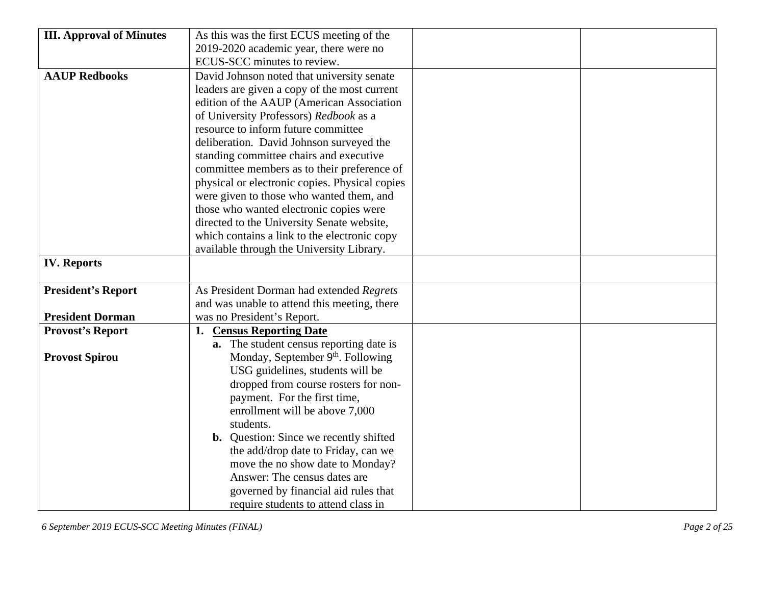| | | | |
|---|---|---|---|
| **III. Approval of Minutes** | As this was the first ECUS meeting of the 2019-2020 academic year, there were no ECUS-SCC minutes to review. | | |
| **AAUP Redbooks** | David Johnson noted that university senate leaders are given a copy of the most current edition of the AAUP (American Association of University Professors) *Redbook* as a resource to inform future committee deliberation. David Johnson surveyed the standing committee chairs and executive committee members as to their preference of physical or electronic copies. Physical copies were given to those who wanted them, and those who wanted electronic copies were directed to the University Senate website, which contains a link to the electronic copy available through the University Library. | | |
| **IV. Reports** | | | |
| **President's Report**<br><br>**President Dorman** | As President Dorman had extended *Regrets* and was unable to attend this meeting, there was no President's Report. | | |
| **Provost's Report**<br><br>**Provost Spirou** | **1. <u>Census Reporting Date</u>**<br>**a.** The student census reporting date is Monday, September 9th. Following USG guidelines, students will be dropped from course rosters for non-payment. For the first time, enrollment will be above 7,000 students.<br>**b.** Question: Since we recently shifted the add/drop date to Friday, can we move the no show date to Monday? Answer: The census dates are governed by financial aid rules that require students to attend class in | | |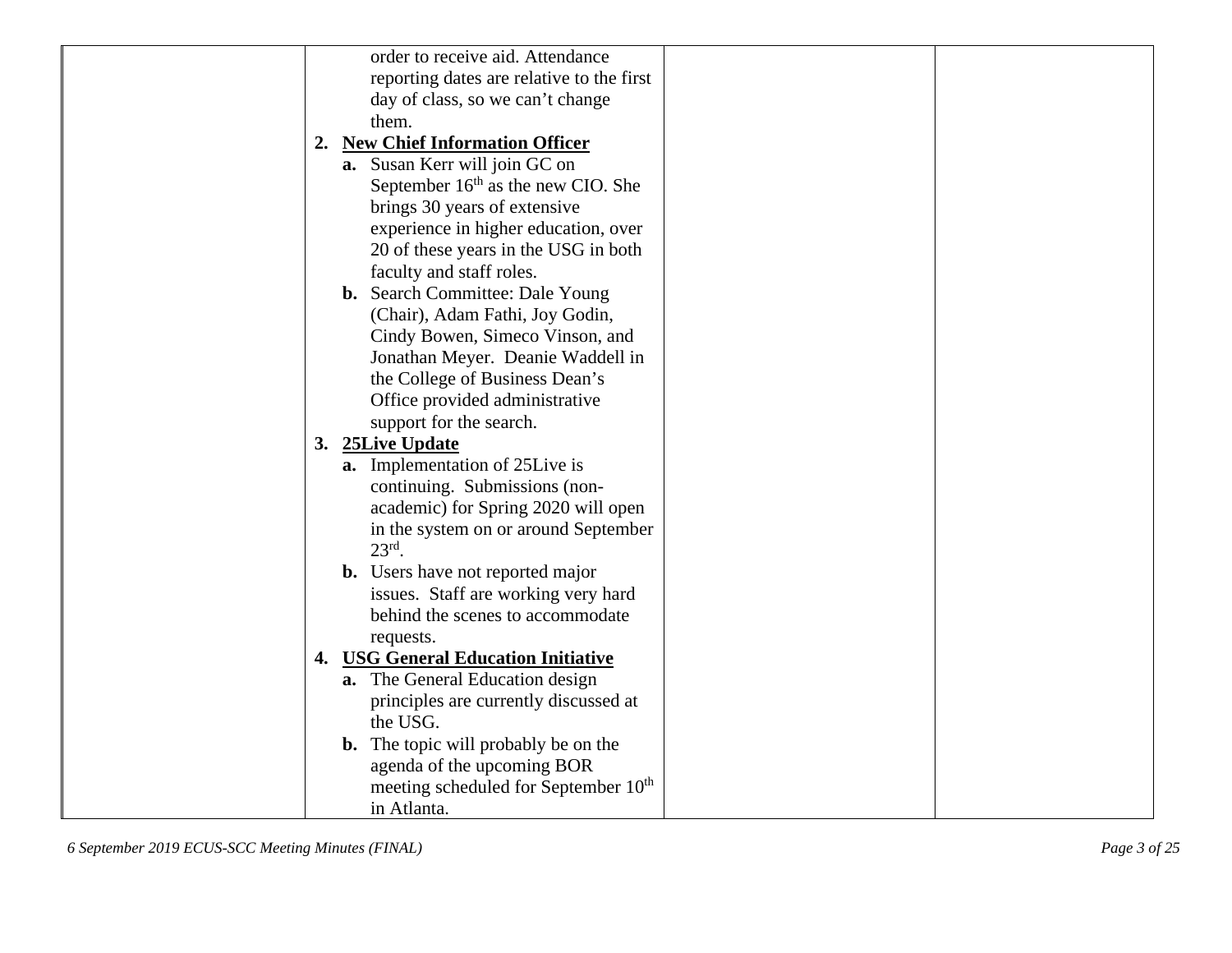| | | | |
|---|---|---|---|
| | order to receive aid. Attendance reporting dates are relative to the first day of class, so we can't change them.<br>**2. <u>New Chief Information Officer</u>**<br>**a.** Susan Kerr will join GC on September 16th as the new CIO. She brings 30 years of extensive experience in higher education, over 20 of these years in the USG in both faculty and staff roles.<br>**b.** Search Committee: Dale Young (Chair), Adam Fathi, Joy Godin, Cindy Bowen, Simeco Vinson, and Jonathan Meyer. Deanie Waddell in the College of Business Dean's Office provided administrative support for the search.<br>**3. <u>25Live Update</u>**<br>**a.** Implementation of 25Live is continuing. Submissions (non-academic) for Spring 2020 will open in the system on or around September 23rd.<br>**b.** Users have not reported major issues. Staff are working very hard behind the scenes to accommodate requests.<br>**4. <u>USG General Education Initiative</u>**<br>**a.** The General Education design principles are currently discussed at the USG.<br>**b.** The topic will probably be on the agenda of the upcoming BOR meeting scheduled for September 10th in Atlanta. | | |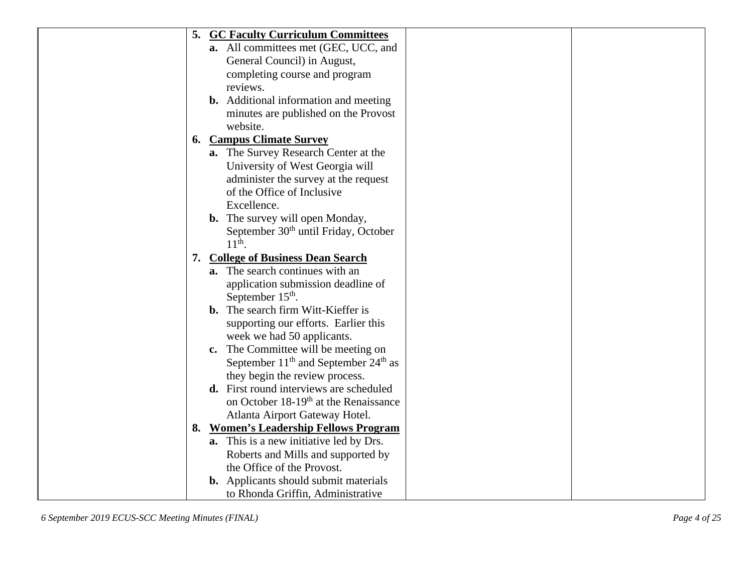| | | | |
|---|---|---|---|
| | **5. <u>GC Faculty Curriculum Committees</u>**<br>**a.** All committees met (GEC, UCC, and General Council) in August, completing course and program reviews.<br>**b.** Additional information and meeting minutes are published on the Provost website.<br>**6. <u>Campus Climate Survey</u>**<br>**a.** The Survey Research Center at the University of West Georgia will administer the survey at the request of the Office of Inclusive Excellence.<br>**b.** The survey will open Monday, September 30th until Friday, October 11th.<br>**7. <u>College of Business Dean Search</u>**<br>**a.** The search continues with an application submission deadline of September 15th.<br>**b.** The search firm Witt-Kieffer is supporting our efforts. Earlier this week we had 50 applicants.<br>**c.** The Committee will be meeting on September 11th and September 24th as they begin the review process.<br>**d.** First round interviews are scheduled on October 18-19th at the Renaissance Atlanta Airport Gateway Hotel.<br>**8. <u>Women's Leadership Fellows Program</u>**<br>**a.** This is a new initiative led by Drs. Roberts and Mills and supported by the Office of the Provost.<br>**b.** Applicants should submit materials to Rhonda Griffin, Administrative | | |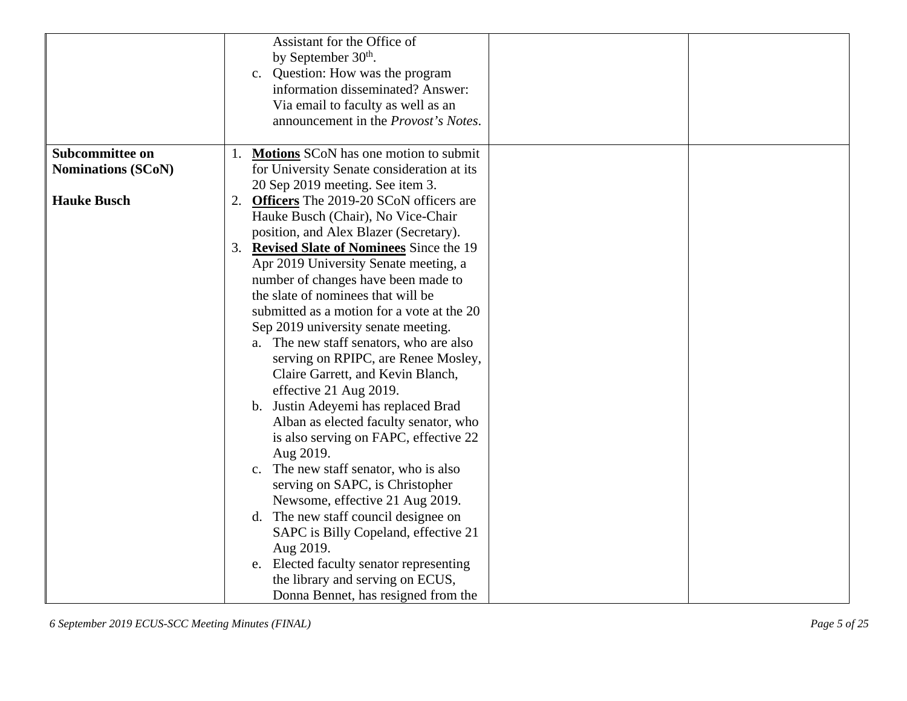| | | | |
|---|---|---|---|
| | Assistant for the Office of by September 30th.<br>c. Question: How was the program information disseminated? Answer: Via email to faculty as well as an announcement in the *Provost's Notes*. | | |
| **Subcommittee on Nominations (SCoN)**<br><br>**Hauke Busch** | 1. **Motions** SCoN has one motion to submit for University Senate consideration at its 20 Sep 2019 meeting. See item 3.<br>2. **Officers** The 2019-20 SCoN officers are Hauke Busch (Chair), No Vice-Chair position, and Alex Blazer (Secretary).<br>3. **Revised Slate of Nominees** Since the 19 Apr 2019 University Senate meeting, a number of changes have been made to the slate of nominees that will be submitted as a motion for a vote at the 20 Sep 2019 university senate meeting.<br>a. The new staff senators, who are also serving on RPIPC, are Renee Mosley, Claire Garrett, and Kevin Blanch, effective 21 Aug 2019.<br>b. Justin Adeyemi has replaced Brad Alban as elected faculty senator, who is also serving on FAPC, effective 22 Aug 2019.<br>c. The new staff senator, who is also serving on SAPC, is Christopher Newsome, effective 21 Aug 2019.<br>d. The new staff council designee on SAPC is Billy Copeland, effective 21 Aug 2019.<br>e. Elected faculty senator representing the library and serving on ECUS, Donna Bennet, has resigned from the | | |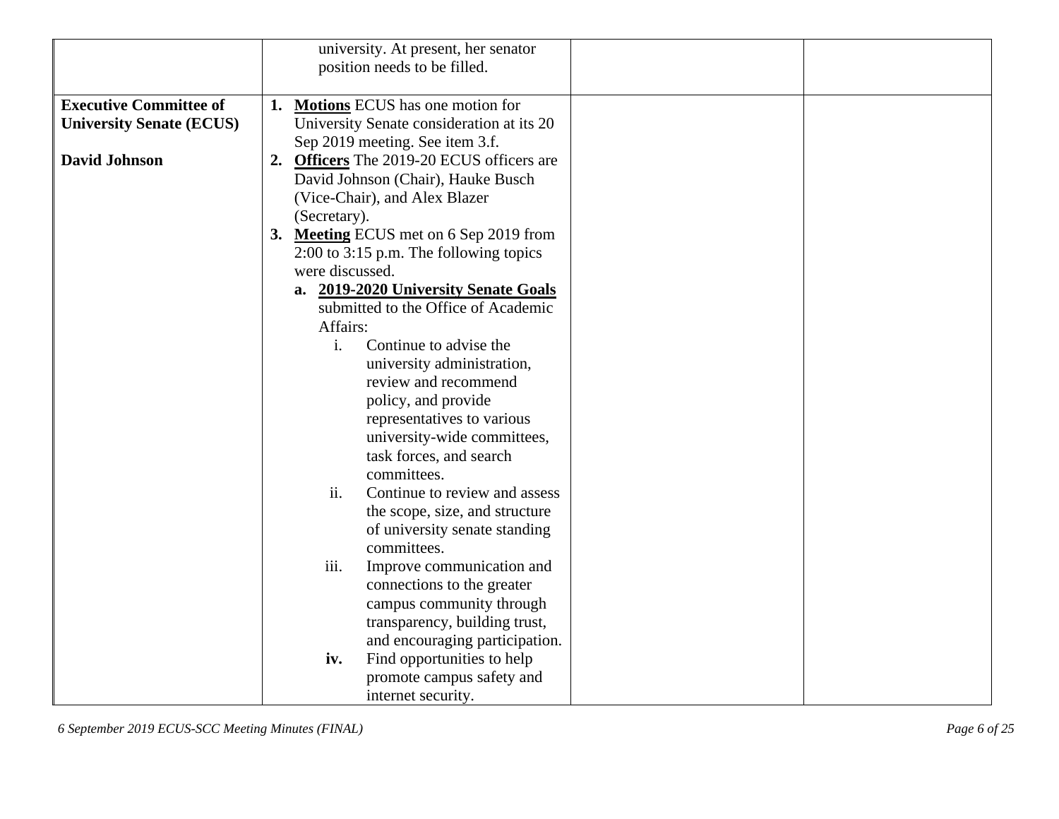| | | | |
|---|---|---|---|
| | university. At present, her senator position needs to be filled. | | |
| **Executive Committee of University Senate (ECUS)**<br><br>**David Johnson** | **1. <u>Motions</u>** ECUS has one motion for University Senate consideration at its 20 Sep 2019 meeting. See item 3.f.<br>**2. <u>Officers</u>** The 2019-20 ECUS officers are David Johnson (Chair), Hauke Busch (Vice-Chair), and Alex Blazer (Secretary).<br>**3. <u>Meeting</u>** ECUS met on 6 Sep 2019 from 2:00 to 3:15 p.m. The following topics were discussed.<br>**a. <u>2019-2020 University Senate Goals</u>** submitted to the Office of Academic Affairs:<br>i. Continue to advise the university administration, review and recommend policy, and provide representatives to various university-wide committees, task forces, and search committees.<br>ii. Continue to review and assess the scope, size, and structure of university senate standing committees.<br>iii. Improve communication and connections to the greater campus community through transparency, building trust, and encouraging participation.<br>**iv.** Find opportunities to help promote campus safety and internet security. | | |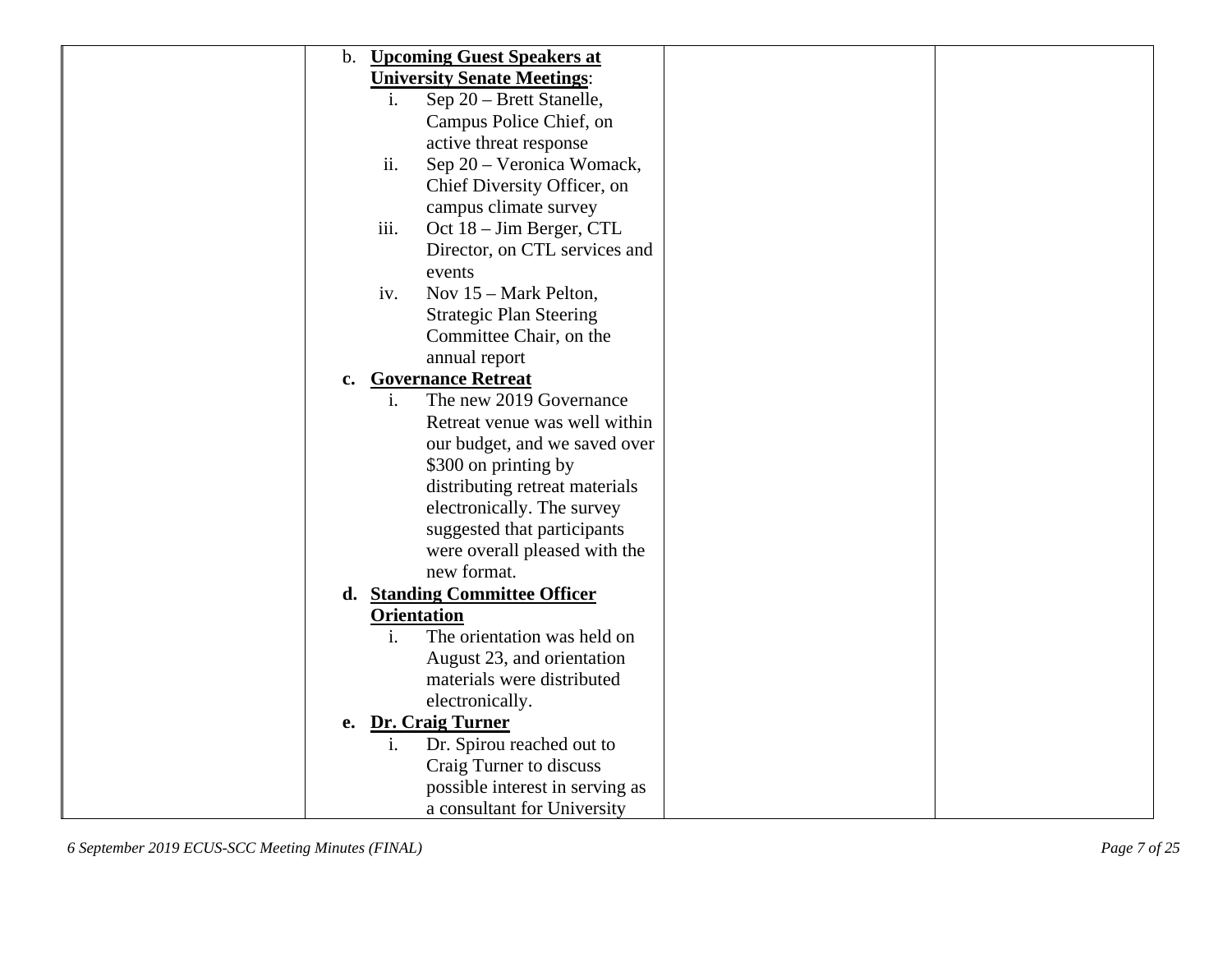| | | | |
|---|---|---|---|
| | b. **<u>Upcoming Guest Speakers at University Senate Meetings</u>**:<br>i. Sep 20 – Brett Stanelle, Campus Police Chief, on active threat response<br>ii. Sep 20 – Veronica Womack, Chief Diversity Officer, on campus climate survey<br>iii. Oct 18 – Jim Berger, CTL Director, on CTL services and events<br>iv. Nov 15 – Mark Pelton, Strategic Plan Steering Committee Chair, on the annual report<br>c. **<u>Governance Retreat</u>**<br>i. The new 2019 Governance Retreat venue was well within our budget, and we saved over $300 on printing by distributing retreat materials electronically. The survey suggested that participants were overall pleased with the new format.<br>d. **<u>Standing Committee Officer Orientation</u>**<br>i. The orientation was held on August 23, and orientation materials were distributed electronically.<br>e. **<u>Dr. Craig Turner</u>**<br>i. Dr. Spirou reached out to Craig Turner to discuss possible interest in serving as a consultant for University | | |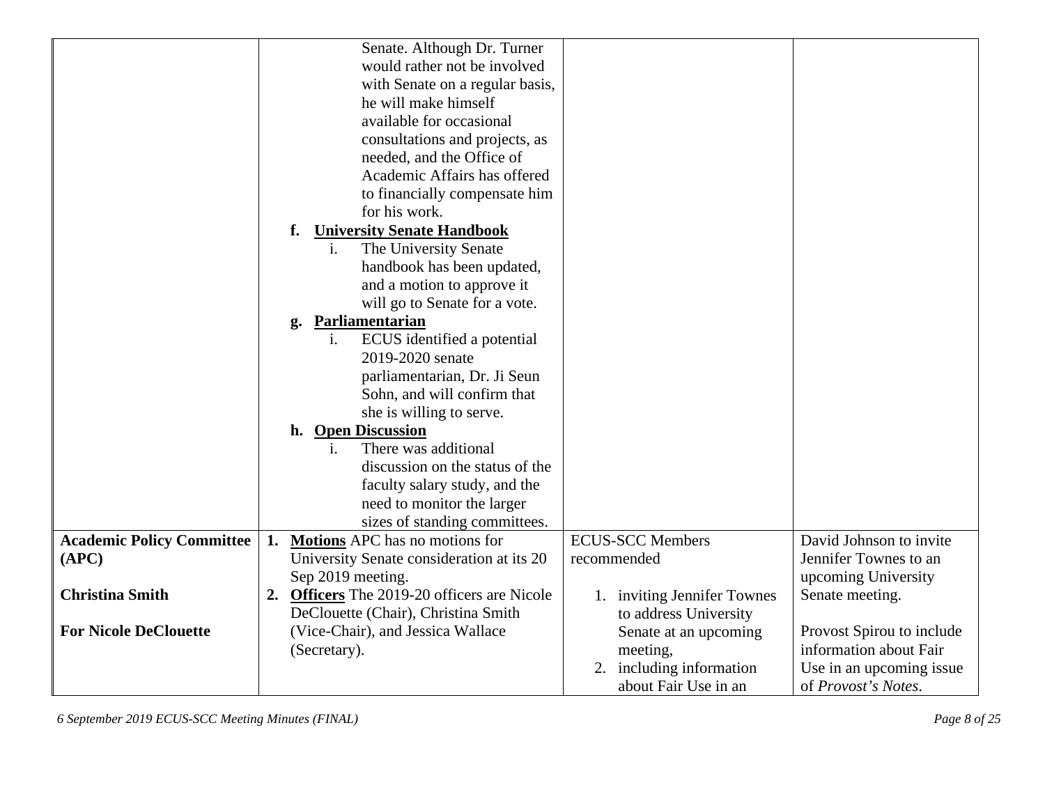| | | | |
|---|---|---|---|
| | Senate. Although Dr. Turner would rather not be involved with Senate on a regular basis, he will make himself available for occasional consultations and projects, as needed, and the Office of Academic Affairs has offered to financially compensate him for his work.<br>**f. <u>University Senate Handbook</u>**<br>i. The University Senate handbook has been updated, and a motion to approve it will go to Senate for a vote.<br>**g. <u>Parliamentarian</u>**<br>i. ECUS identified a potential 2019-2020 senate parliamentarian, Dr. Ji Seun Sohn, and will confirm that she is willing to serve.<br>**h. <u>Open Discussion</u>**<br>i. There was additional discussion on the status of the faculty salary study, and the need to monitor the larger sizes of standing committees. | | |
| **Academic Policy Committee (APC)**<br><br>**Christina Smith**<br><br>**For Nicole DeClouette** | **1. <u>Motions</u>** APC has no motions for University Senate consideration at its 20 Sep 2019 meeting.<br>**2. <u>Officers</u>** The 2019-20 officers are Nicole DeClouette (Chair), Christina Smith (Vice-Chair), and Jessica Wallace (Secretary). | ECUS-SCC Members recommended<br><br>1. inviting Jennifer Townes to address University Senate at an upcoming meeting,<br>2. including information about Fair Use in an | David Johnson to invite Jennifer Townes to an upcoming University Senate meeting.<br><br>Provost Spirou to include information about Fair Use in an upcoming issue of *Provost's Notes*. |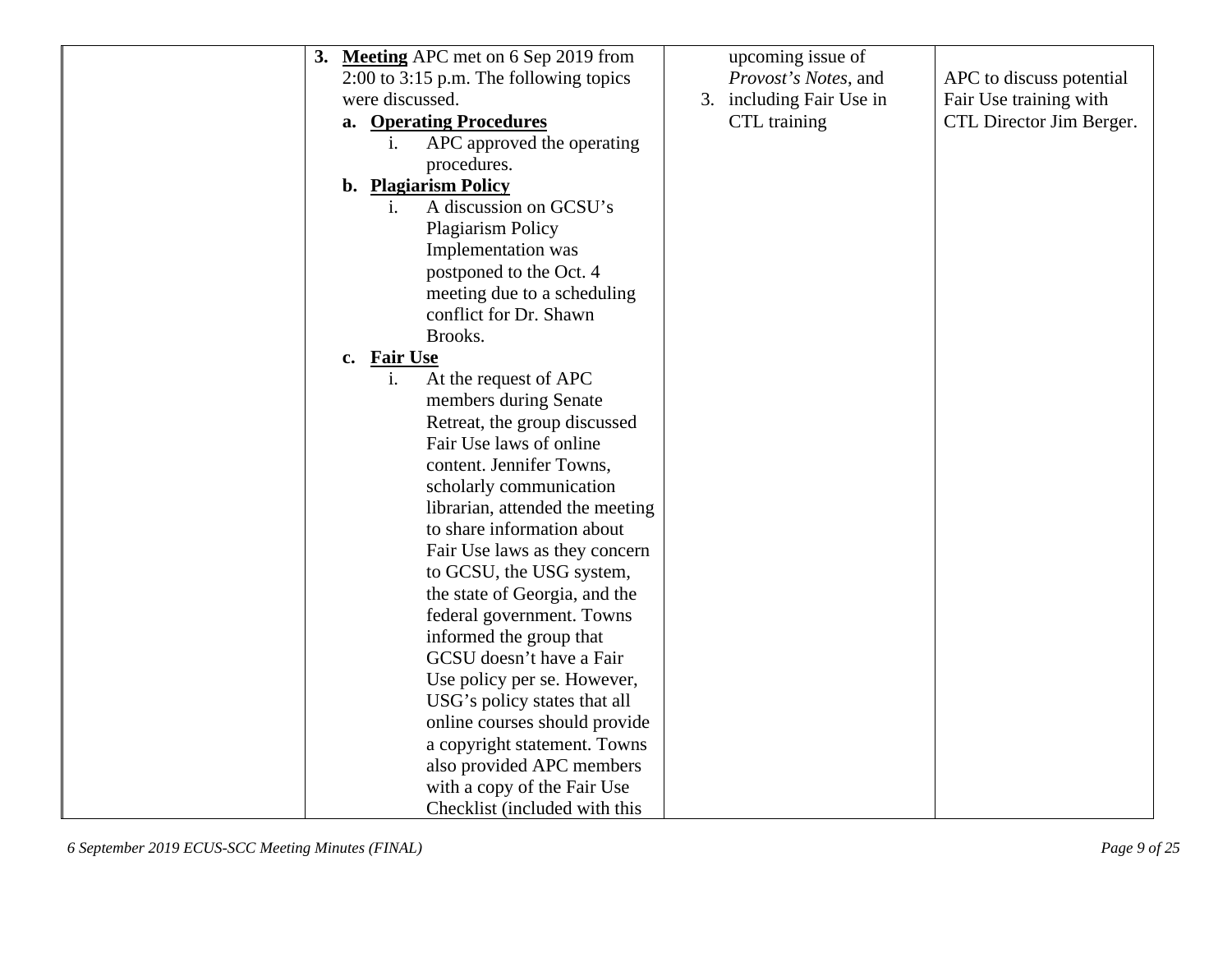| | | | |
|---|---|---|---|
| | **3. Meeting** APC met on 6 Sep 2019 from 2:00 to 3:15 p.m. The following topics were discussed.<br>**a. Operating Procedures**<br>i. APC approved the operating procedures.<br>**b. Plagiarism Policy**<br>i. A discussion on GCSU's Plagiarism Policy Implementation was postponed to the Oct. 4 meeting due to a scheduling conflict for Dr. Shawn Brooks.<br>**c. Fair Use**<br>i. At the request of APC members during Senate Retreat, the group discussed Fair Use laws of online content. Jennifer Towns, scholarly communication librarian, attended the meeting to share information about Fair Use laws as they concern to GCSU, the USG system, the state of Georgia, and the federal government. Towns informed the group that GCSU doesn't have a Fair Use policy per se. However, USG's policy states that all online courses should provide a copyright statement. Towns also provided APC members with a copy of the Fair Use Checklist (included with this | upcoming issue of *Provost's Notes*, and<br>3. including Fair Use in CTL training | APC to discuss potential Fair Use training with CTL Director Jim Berger. |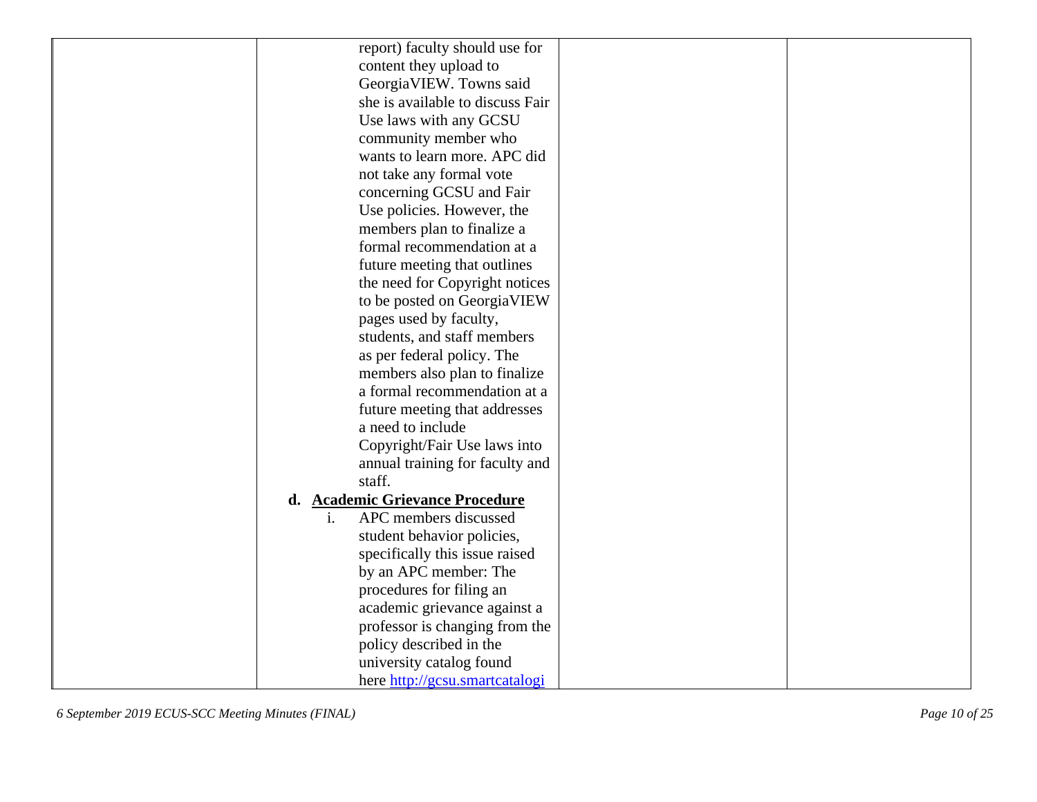| | | | |
|---|---|---|---|
| | report) faculty should use for content they upload to GeorgiaVIEW. Towns said she is available to discuss Fair Use laws with any GCSU community member who wants to learn more. APC did not take any formal vote concerning GCSU and Fair Use policies. However, the members plan to finalize a formal recommendation at a future meeting that outlines the need for Copyright notices to be posted on GeorgiaVIEW pages used by faculty, students, and staff members as per federal policy. The members also plan to finalize a formal recommendation at a future meeting that addresses a need to include Copyright/Fair Use laws into annual training for faculty and staff.<br>**d. <u>Academic Grievance Procedure</u>**<br>i. APC members discussed student behavior policies, specifically this issue raised by an APC member: The procedures for filing an academic grievance against a professor is changing from the policy described in the university catalog found here [http://gcsu.smartcatalogi](http://gcsu.smartcatalogi) | | |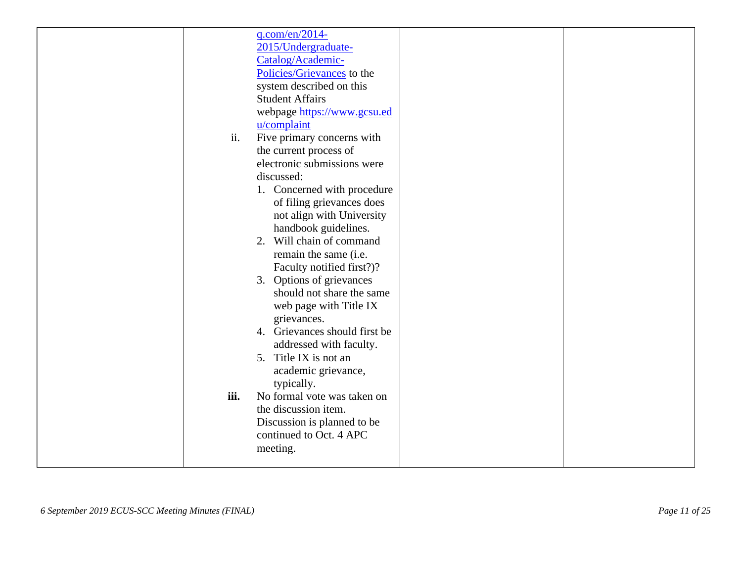| | | | |
|---|---|---|---|
| | q.com/en/2014-2015/Undergraduate-Catalog/Academic-Policies/Grievances to the system described on this Student Affairs webpage https://www.gcsu.edu/complaint<br>ii. Five primary concerns with the current process of electronic submissions were discussed:<br>1. Concerned with procedure of filing grievances does not align with University handbook guidelines.<br>2. Will chain of command remain the same (i.e. Faculty notified first?)?<br>3. Options of grievances should not share the same web page with Title IX grievances.<br>4. Grievances should first be addressed with faculty.<br>5. Title IX is not an academic grievance, typically.<br>**iii.** No formal vote was taken on the discussion item. Discussion is planned to be continued to Oct. 4 APC meeting. | | |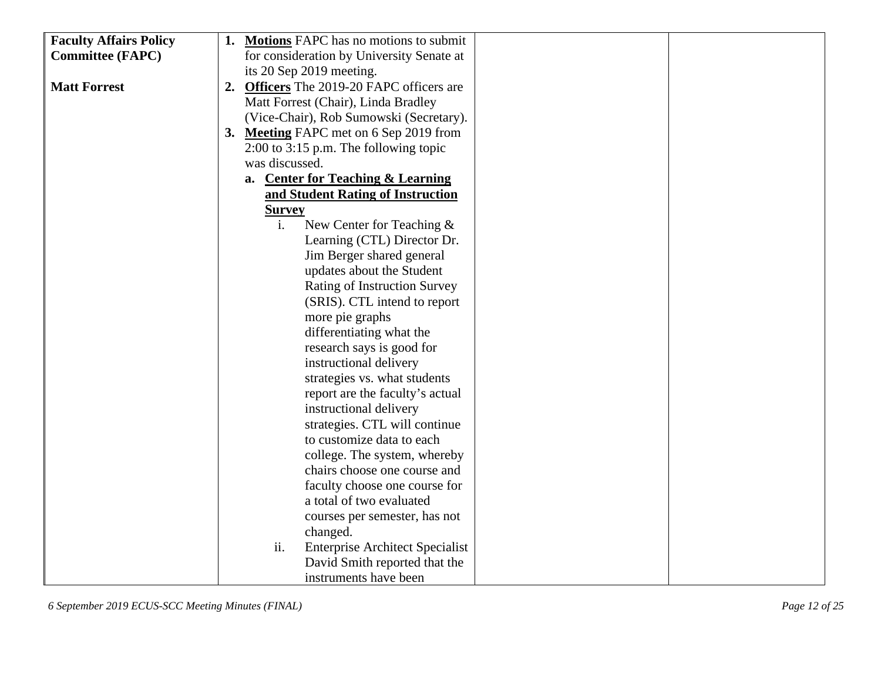| | | | |
|---|---|---|---|
| **Faculty Affairs Policy Committee (FAPC)**<br><br>**Matt Forrest** | 1. **Motions** FAPC has no motions to submit for consideration by University Senate at its 20 Sep 2019 meeting.<br>2. **Officers** The 2019-20 FAPC officers are Matt Forrest (Chair), Linda Bradley (Vice-Chair), Rob Sumowski (Secretary).<br>3. **Meeting** FAPC met on 6 Sep 2019 from 2:00 to 3:15 p.m. The following topic was discussed.<br>a. **Center for Teaching & Learning and Student Rating of Instruction Survey**<br>i. New Center for Teaching & Learning (CTL) Director Dr. Jim Berger shared general updates about the Student Rating of Instruction Survey (SRIS). CTL intend to report more pie graphs differentiating what the research says is good for instructional delivery strategies vs. what students report are the faculty's actual instructional delivery strategies. CTL will continue to customize data to each college. The system, whereby chairs choose one course and faculty choose one course for a total of two evaluated courses per semester, has not changed.<br>ii. Enterprise Architect Specialist David Smith reported that the instruments have been | | |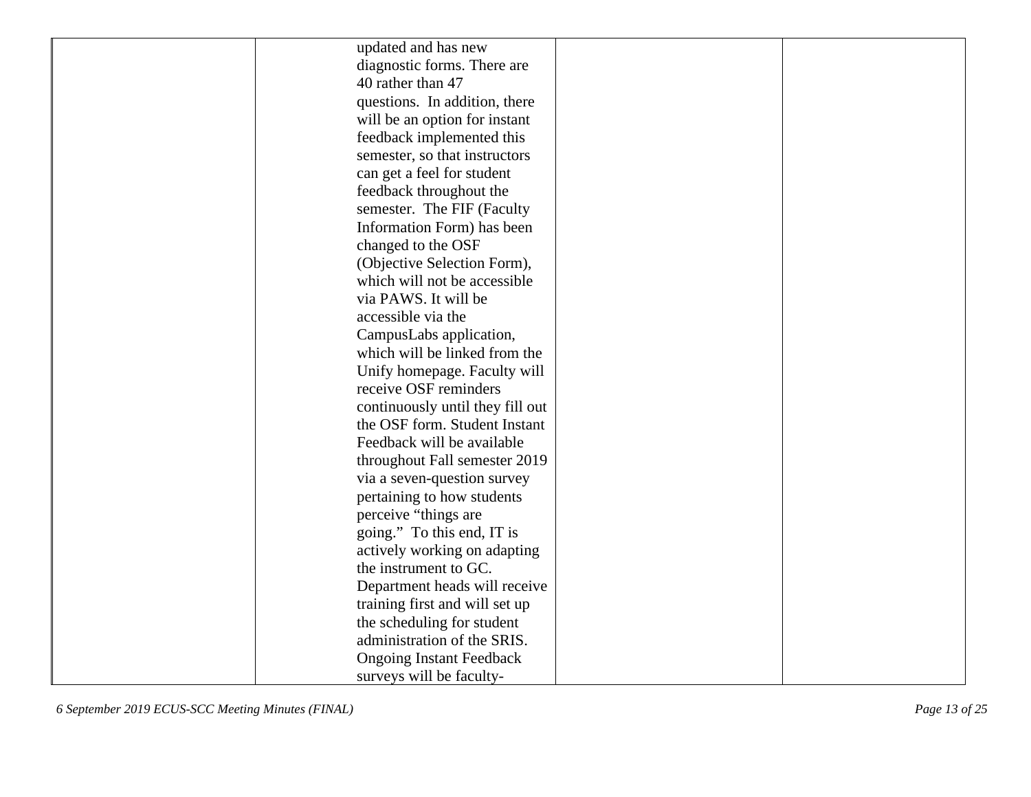| | | | |
|---|---|---|---|
| | updated and has new diagnostic forms. There are 40 rather than 47 questions. In addition, there will be an option for instant feedback implemented this semester, so that instructors can get a feel for student feedback throughout the semester. The FIF (Faculty Information Form) has been changed to the OSF (Objective Selection Form), which will not be accessible via PAWS. It will be accessible via the CampusLabs application, which will be linked from the Unify homepage. Faculty will receive OSF reminders continuously until they fill out the OSF form. Student Instant Feedback will be available throughout Fall semester 2019 via a seven-question survey pertaining to how students perceive "things are going." To this end, IT is actively working on adapting the instrument to GC. Department heads will receive training first and will set up the scheduling for student administration of the SRIS. Ongoing Instant Feedback surveys will be faculty- | | |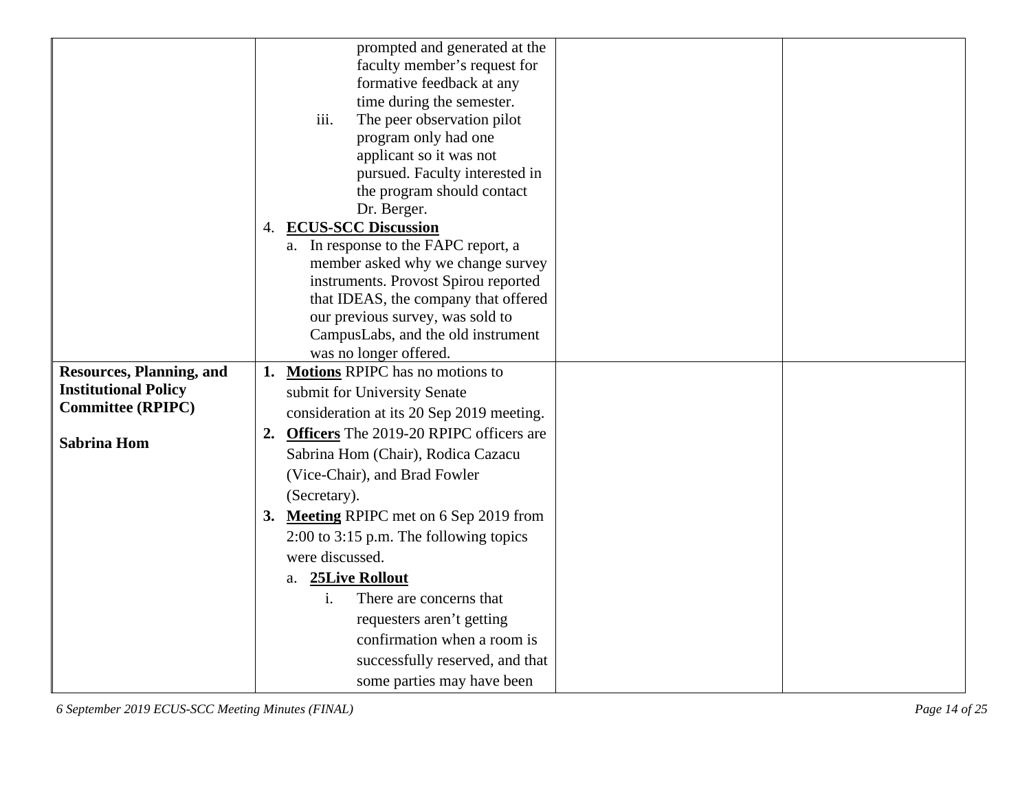| | | | |
|---|---|---|---|
| | prompted and generated at the faculty member's request for formative feedback at any time during the semester.<br>iii. The peer observation pilot program only had one applicant so it was not pursued. Faculty interested in the program should contact Dr. Berger.<br>4. **ECUS-SCC Discussion**<br>a. In response to the FAPC report, a member asked why we change survey instruments. Provost Spirou reported that IDEAS, the company that offered our previous survey, was sold to CampusLabs, and the old instrument was no longer offered. | | |
| **Resources, Planning, and Institutional Policy Committee (RPIPC)**<br><br>**Sabrina Hom** | **1. Motions** RPIPC has no motions to submit for University Senate consideration at its 20 Sep 2019 meeting.<br>**2. Officers** The 2019-20 RPIPC officers are Sabrina Hom (Chair), Rodica Cazacu (Vice-Chair), and Brad Fowler (Secretary).<br>**3. Meeting** RPIPC met on 6 Sep 2019 from 2:00 to 3:15 p.m. The following topics were discussed.<br>a. **25Live Rollout**<br>i. There are concerns that requesters aren't getting confirmation when a room is successfully reserved, and that some parties may have been | | |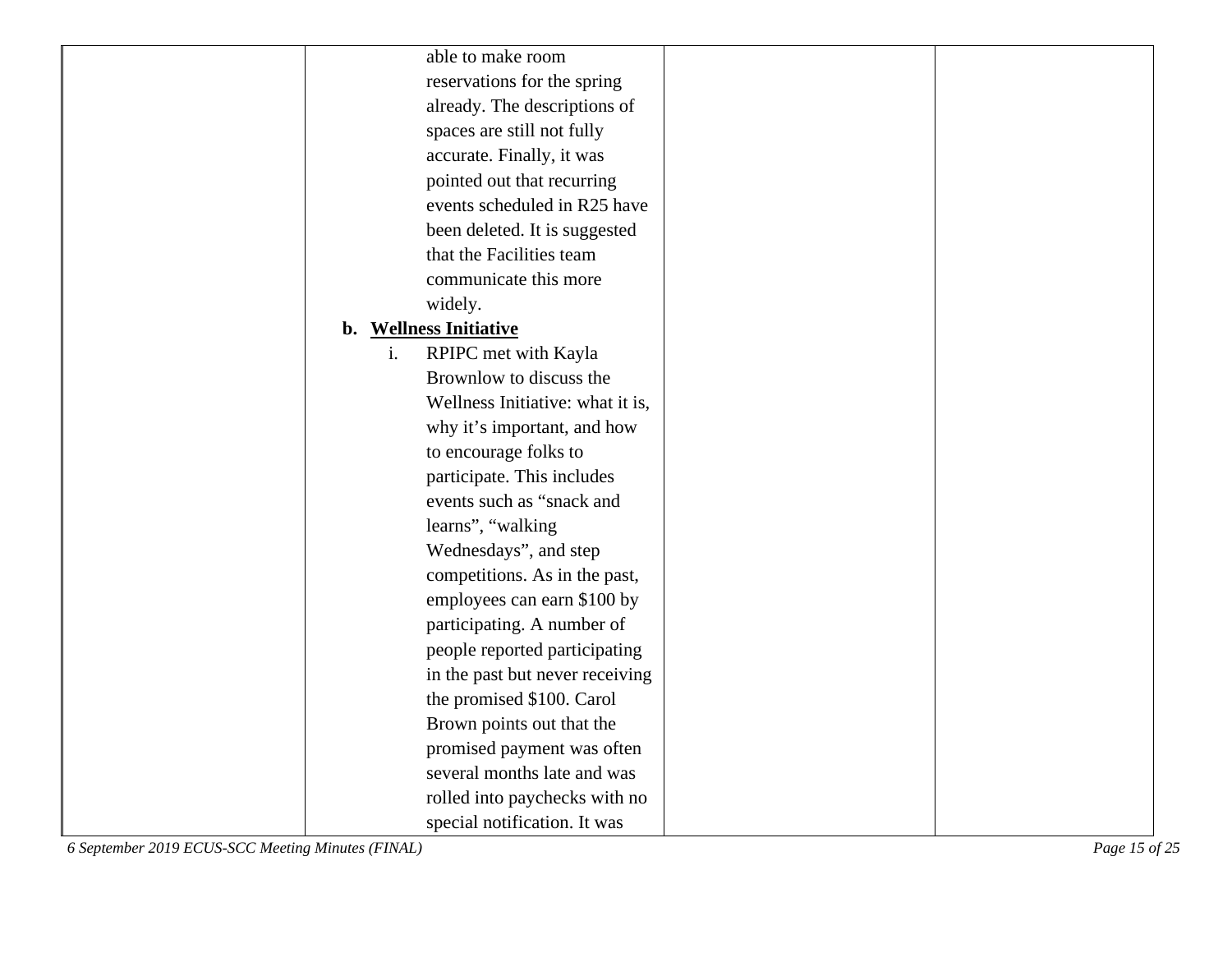| | | | |
|---|---|---|---|
| | able to make room reservations for the spring already. The descriptions of spaces are still not fully accurate. Finally, it was pointed out that recurring events scheduled in R25 have been deleted. It is suggested that the Facilities team communicate this more widely.<br><br>**b. <u>Wellness Initiative</u>**<br><br>i. RPIPC met with Kayla Brownlow to discuss the Wellness Initiative: what it is, why it's important, and how to encourage folks to participate. This includes events such as "snack and learns", "walking Wednesdays", and step competitions. As in the past, employees can earn $100 by participating. A number of people reported participating in the past but never receiving the promised $100. Carol Brown points out that the promised payment was often several months late and was rolled into paychecks with no special notification. It was | | |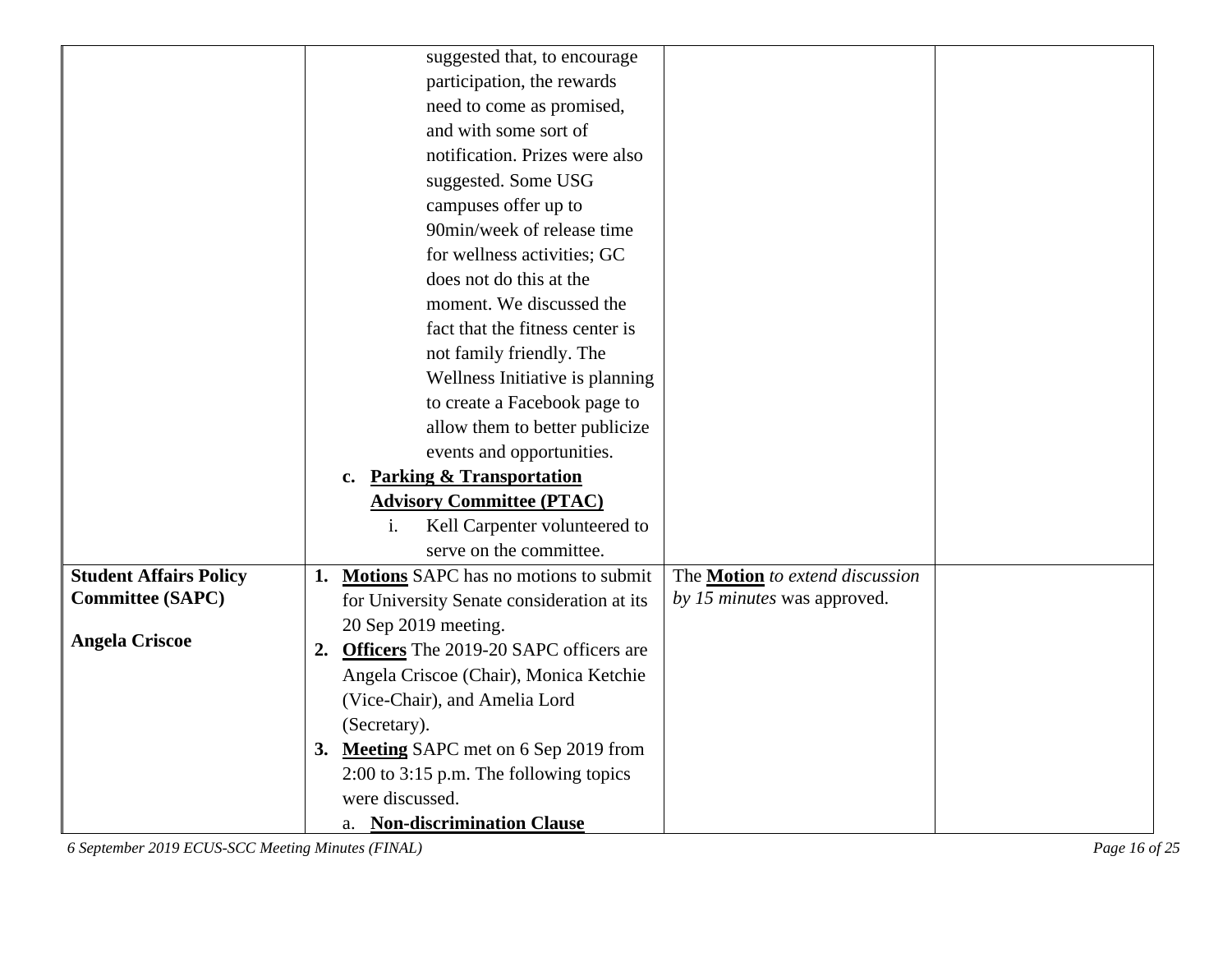| | | | |
|---|---|---|---|
| | suggested that, to encourage participation, the rewards need to come as promised, and with some sort of notification. Prizes were also suggested. Some USG campuses offer up to 90min/week of release time for wellness activities; GC does not do this at the moment. We discussed the fact that the fitness center is not family friendly. The Wellness Initiative is planning to create a Facebook page to allow them to better publicize events and opportunities.<br>c. **Parking & Transportation Advisory Committee (PTAC)**<br>i. Kell Carpenter volunteered to serve on the committee. | | |
| **Student Affairs Policy Committee (SAPC)**<br><br>**Angela Criscoe** | 1. **Motions** SAPC has no motions to submit for University Senate consideration at its 20 Sep 2019 meeting.<br>2. **Officers** The 2019-20 SAPC officers are Angela Criscoe (Chair), Monica Ketchie (Vice-Chair), and Amelia Lord (Secretary).<br>3. **Meeting** SAPC met on 6 Sep 2019 from 2:00 to 3:15 p.m. The following topics were discussed.<br>a. **Non-discrimination Clause** | The **Motion** *to extend discussion by 15 minutes* was approved. | |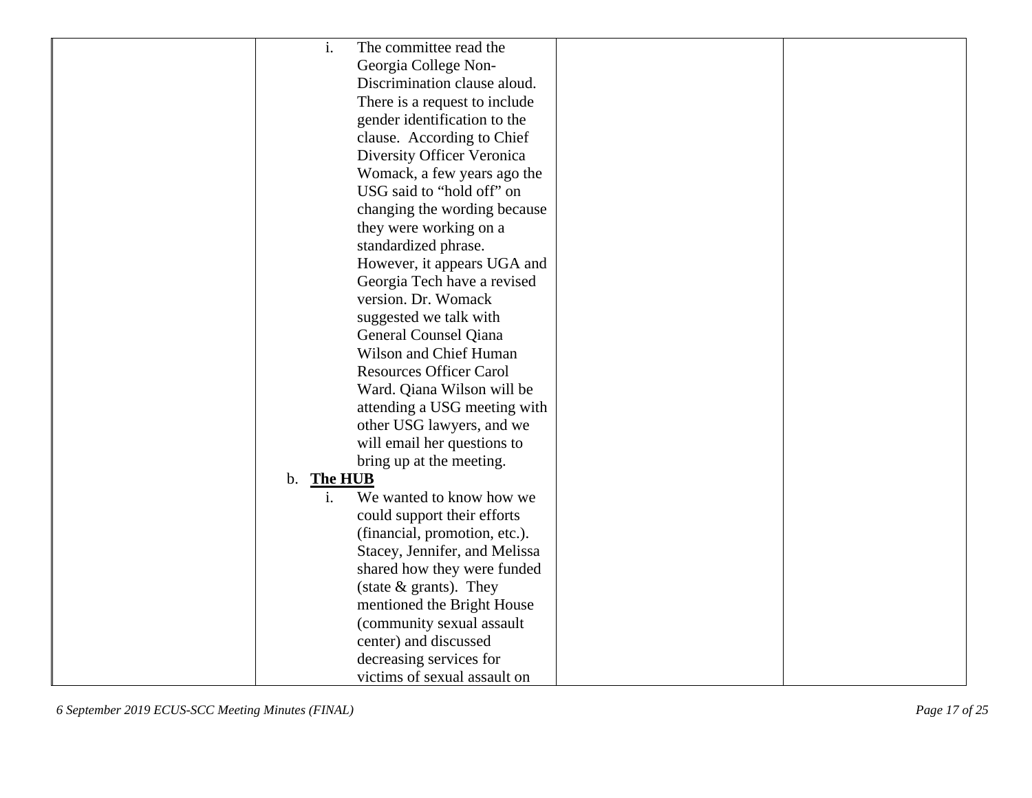| | | | |
|---|---|---|---|
| | i. The committee read the Georgia College Non-Discrimination clause aloud. There is a request to include gender identification to the clause. According to Chief Diversity Officer Veronica Womack, a few years ago the USG said to "hold off" on changing the wording because they were working on a standardized phrase. However, it appears UGA and Georgia Tech have a revised version. Dr. Womack suggested we talk with General Counsel Qiana Wilson and Chief Human Resources Officer Carol Ward. Qiana Wilson will be attending a USG meeting with other USG lawyers, and we will email her questions to bring up at the meeting.<br>b. **The HUB**<br>i. We wanted to know how we could support their efforts (financial, promotion, etc.). Stacey, Jennifer, and Melissa shared how they were funded (state & grants). They mentioned the Bright House (community sexual assault center) and discussed decreasing services for victims of sexual assault on | | |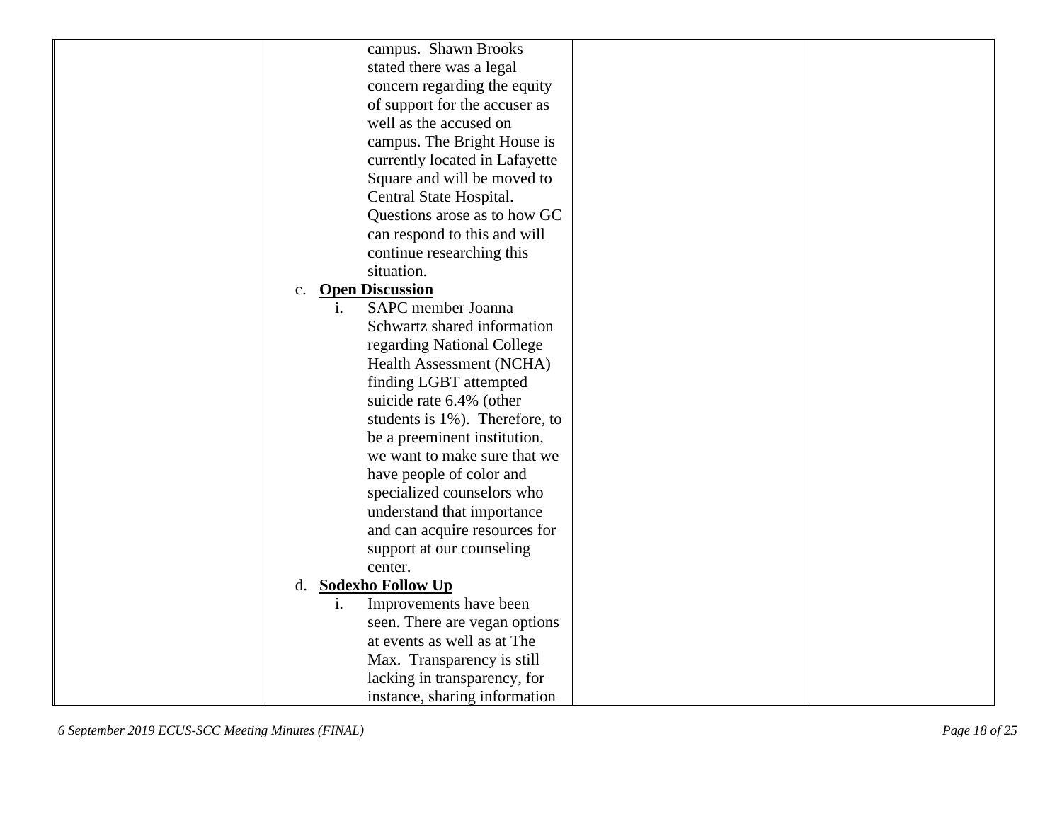| | | | |
|---|---|---|---|
| | campus. Shawn Brooks stated there was a legal concern regarding the equity of support for the accuser as well as the accused on campus. The Bright House is currently located in Lafayette Square and will be moved to Central State Hospital. Questions arose as to how GC can respond to this and will continue researching this situation.<br>c. **Open Discussion**<br>i. SAPC member Joanna Schwartz shared information regarding National College Health Assessment (NCHA) finding LGBT attempted suicide rate 6.4% (other students is 1%). Therefore, to be a preeminent institution, we want to make sure that we have people of color and specialized counselors who understand that importance and can acquire resources for support at our counseling center.<br>d. **Sodexho Follow Up**<br>i. Improvements have been seen. There are vegan options at events as well as at The Max. Transparency is still lacking in transparency, for instance, sharing information | | |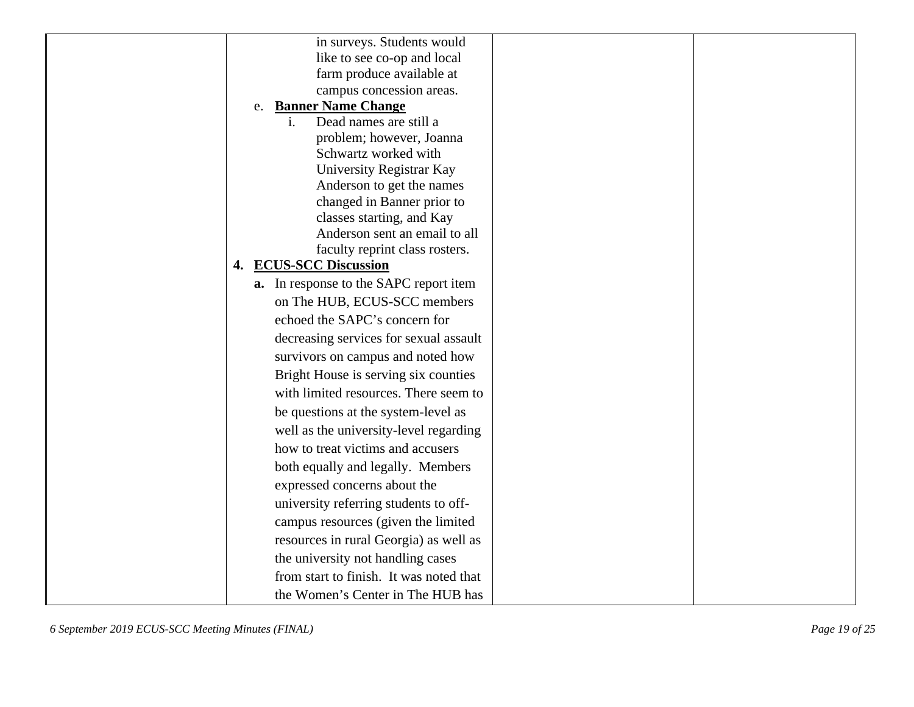| | | | |
|---|---|---|---|
| | in surveys. Students would like to see co-op and local farm produce available at campus concession areas.<br>e. **Banner Name Change**<br>i. Dead names are still a problem; however, Joanna Schwartz worked with University Registrar Kay Anderson to get the names changed in Banner prior to classes starting, and Kay Anderson sent an email to all faculty reprint class rosters.<br>**4. ECUS-SCC Discussion**<br>**a.** In response to the SAPC report item on The HUB, ECUS-SCC members echoed the SAPC's concern for decreasing services for sexual assault survivors on campus and noted how Bright House is serving six counties with limited resources. There seem to be questions at the system-level as well as the university-level regarding how to treat victims and accusers both equally and legally. Members expressed concerns about the university referring students to off-campus resources (given the limited resources in rural Georgia) as well as the university not handling cases from start to finish. It was noted that the Women's Center in The HUB has | | |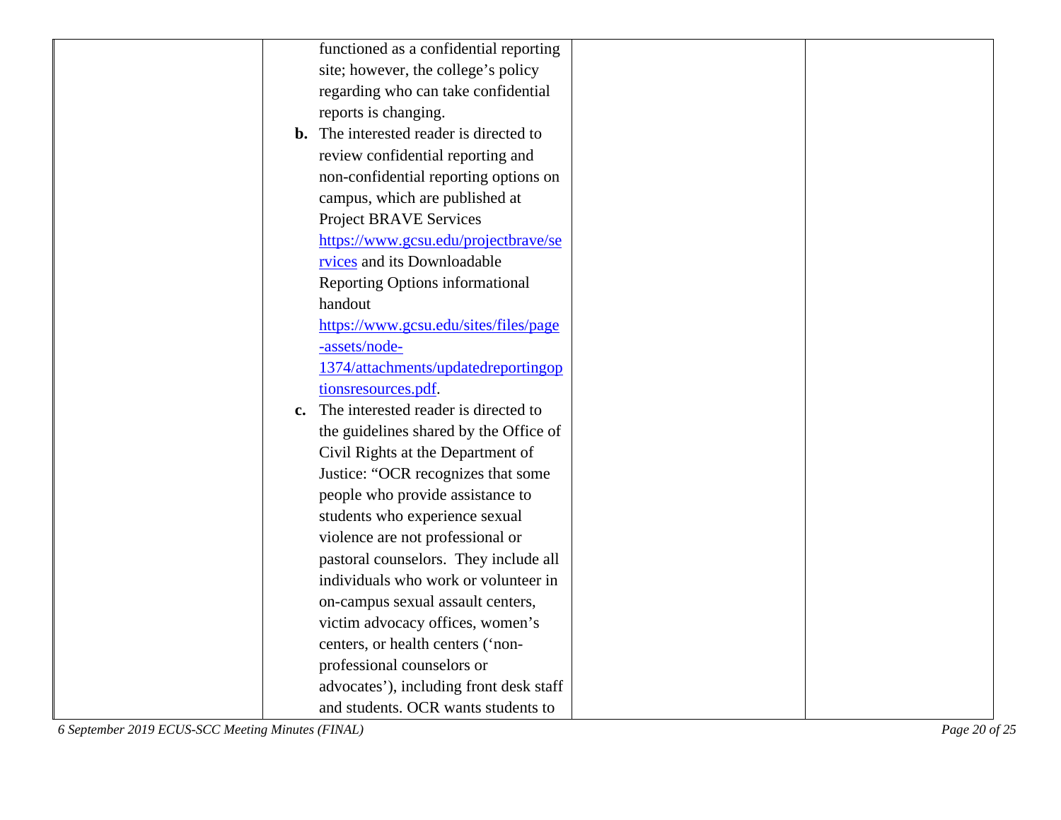| | | | |
|---|---|---|---|
| | functioned as a confidential reporting site; however, the college's policy regarding who can take confidential reports is changing.<br>**b.** The interested reader is directed to review confidential reporting and non-confidential reporting options on campus, which are published at Project BRAVE Services https://www.gcsu.edu/projectbrave/services and its Downloadable Reporting Options informational handout https://www.gcsu.edu/sites/files/page-assets/node-1374/attachments/updatedreportingoptionsresources.pdf.<br>**c.** The interested reader is directed to the guidelines shared by the Office of Civil Rights at the Department of Justice: "OCR recognizes that some people who provide assistance to students who experience sexual violence are not professional or pastoral counselors. They include all individuals who work or volunteer in on-campus sexual assault centers, victim advocacy offices, women's centers, or health centers ('non-professional counselors or advocates'), including front desk staff and students. OCR wants students to | | |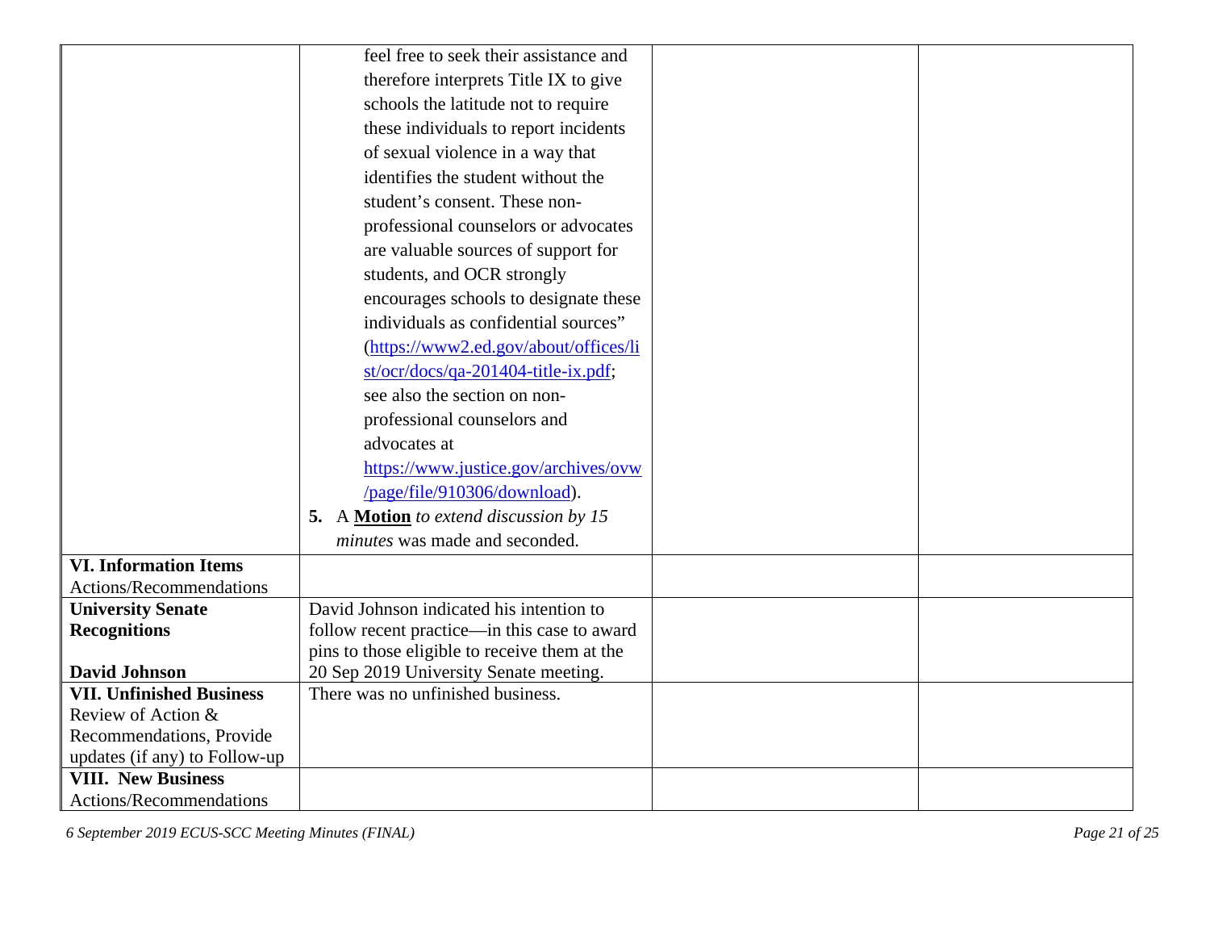| | | | |
|---|---|---|---|
| | feel free to seek their assistance and therefore interprets Title IX to give schools the latitude not to require these individuals to report incidents of sexual violence in a way that identifies the student without the student's consent. These non-professional counselors or advocates are valuable sources of support for students, and OCR strongly encourages schools to designate these individuals as confidential sources" (https://www2.ed.gov/about/offices/list/ocr/docs/qa-201404-title-ix.pdf; see also the section on non-professional counselors and advocates at https://www.justice.gov/archives/ovw/page/file/910306/download).<br>**5.** A **Motion** *to extend discussion by 15 minutes* was made and seconded. | | |
| **VI. Information Items** Actions/Recommendations | | | |
| **University Senate Recognitions**<br><br>**David Johnson** | David Johnson indicated his intention to follow recent practice—in this case to award pins to those eligible to receive them at the 20 Sep 2019 University Senate meeting. | | |
| **VII. Unfinished Business** Review of Action & Recommendations, Provide updates (if any) to Follow-up | There was no unfinished business. | | |
| **VIII. New Business** Actions/Recommendations | | | |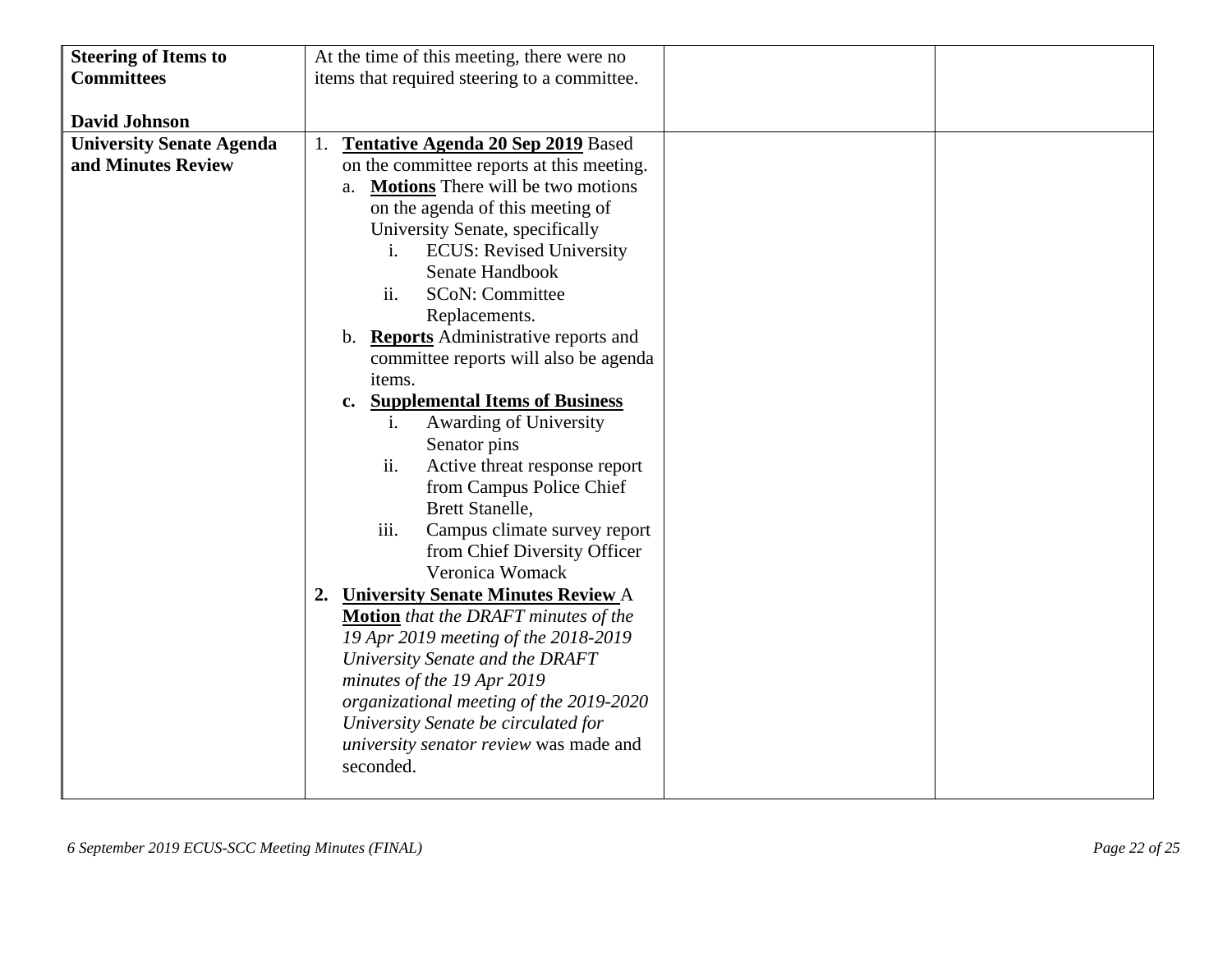| | | | |
|---|---|---|---|
| **Steering of Items to Committees**<br><br>**David Johnson** | At the time of this meeting, there were no items that required steering to a committee. | | |
| **University Senate Agenda and Minutes Review** | 1. **Tentative Agenda 20 Sep 2019** Based on the committee reports at this meeting.<br>a. **Motions** There will be two motions on the agenda of this meeting of University Senate, specifically<br>i. ECUS: Revised University Senate Handbook<br>ii. SCoN: Committee Replacements.<br>b. **Reports** Administrative reports and committee reports will also be agenda items.<br>**c. Supplemental Items of Business**<br>i. Awarding of University Senator pins<br>ii. Active threat response report from Campus Police Chief Brett Stanelle,<br>iii. Campus climate survey report from Chief Diversity Officer Veronica Womack<br>**2. University Senate Minutes Review** A **Motion** *that the DRAFT minutes of the 19 Apr 2019 meeting of the 2018-2019 University Senate and the DRAFT minutes of the 19 Apr 2019 organizational meeting of the 2019-2020 University Senate be circulated for university senator review* was made and seconded. | | |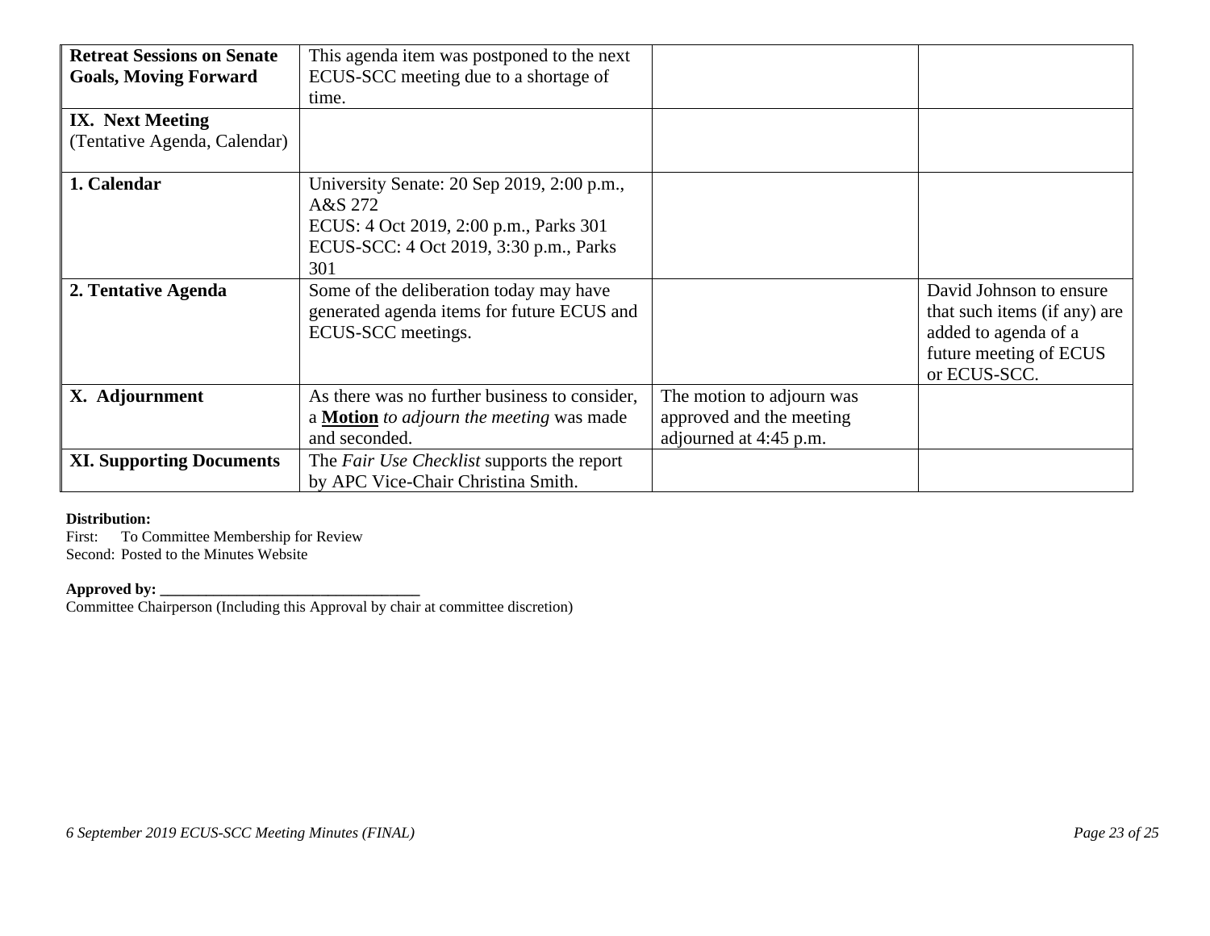| | | | |
|---|---|---|---|
| **Retreat Sessions on Senate Goals, Moving Forward** | This agenda item was postponed to the next ECUS-SCC meeting due to a shortage of time. | | |
| **IX. Next Meeting** (Tentative Agenda, Calendar) | | | |
| **1. Calendar** | University Senate: 20 Sep 2019, 2:00 p.m., A&S 272<br>ECUS: 4 Oct 2019, 2:00 p.m., Parks 301<br>ECUS-SCC: 4 Oct 2019, 3:30 p.m., Parks 301 | | |
| **2. Tentative Agenda** | Some of the deliberation today may have generated agenda items for future ECUS and ECUS-SCC meetings. | | David Johnson to ensure that such items (if any) are added to agenda of a future meeting of ECUS or ECUS-SCC. |
| **X. Adjournment** | As there was no further business to consider, a **Motion** *to adjourn the meeting* was made and seconded. | The motion to adjourn was approved and the meeting adjourned at 4:45 p.m. | |
| **XI. Supporting Documents** | The *Fair Use Checklist* supports the report by APC Vice-Chair Christina Smith. | | |

**Distribution:**
First: To Committee Membership for Review
Second: Posted to the Minutes Website

**Approved by: ________________________________**
Committee Chairperson (Including this Approval by chair at committee discretion)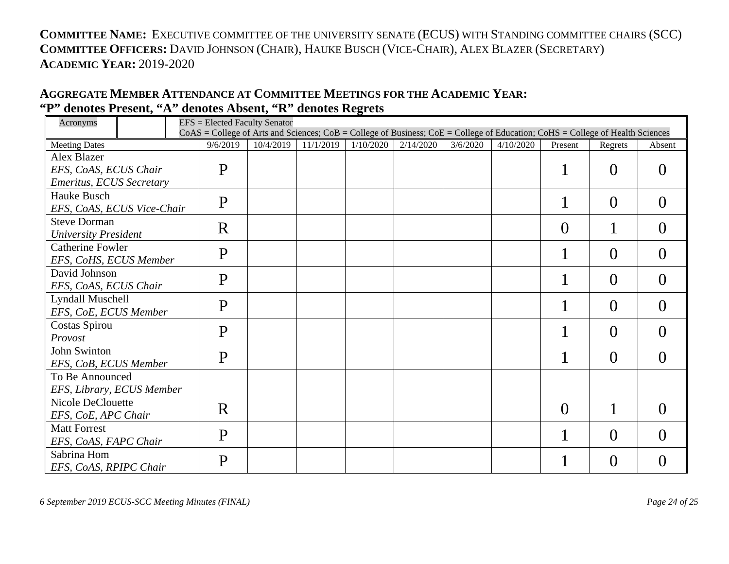**COMMITTEE NAME:** EXECUTIVE COMMITTEE OF THE UNIVERSITY SENATE (ECUS) WITH STANDING COMMITTEE CHAIRS (SCC)
**COMMITTEE OFFICERS:** DAVID JOHNSON (CHAIR), HAUKE BUSCH (VICE-CHAIR), ALEX BLAZER (SECRETARY)
**ACADEMIC YEAR:** 2019-2020

## AGGREGATE MEMBER ATTENDANCE AT COMMITTEE MEETINGS FOR THE ACADEMIC YEAR:

**"P" denotes Present, "A" denotes Absent, "R" denotes Regrets**

| Acronyms | EFS = Elected Faculty Senator; CoAS = College of Arts and Sciences; CoB = College of Business; CoE = College of Education; CoHS = College of Health Sciences | | | | | | | | | |
|---|---|---|---|---|---|---|---|---|---|---|
| Meeting Dates | 9/6/2019 | 10/4/2019 | 11/1/2019 | 1/10/2020 | 2/14/2020 | 3/6/2020 | 4/10/2020 | Present | Regrets | Absent |
| Alex Blazer<br>*EFS, CoAS, ECUS Chair Emeritus, ECUS Secretary* | P | | | | | | | 1 | 0 | 0 |
| Hauke Busch<br>*EFS, CoAS, ECUS Vice-Chair* | P | | | | | | | 1 | 0 | 0 |
| Steve Dorman<br>*University President* | R | | | | | | | 0 | 1 | 0 |
| Catherine Fowler<br>*EFS, CoHS, ECUS Member* | P | | | | | | | 1 | 0 | 0 |
| David Johnson<br>*EFS, CoAS, ECUS Chair* | P | | | | | | | 1 | 0 | 0 |
| Lyndall Muschell<br>*EFS, CoE, ECUS Member* | P | | | | | | | 1 | 0 | 0 |
| Costas Spirou<br>*Provost* | P | | | | | | | 1 | 0 | 0 |
| John Swinton<br>*EFS, CoB, ECUS Member* | P | | | | | | | 1 | 0 | 0 |
| To Be Announced<br>*EFS, Library, ECUS Member* | | | | | | | | | | |
| Nicole DeClouette<br>*EFS, CoE, APC Chair* | R | | | | | | | 0 | 1 | 0 |
| Matt Forrest<br>*EFS, CoAS, FAPC Chair* | P | | | | | | | 1 | 0 | 0 |
| Sabrina Hom<br>*EFS, CoAS, RPIPC Chair* | P | | | | | | | 1 | 0 | 0 |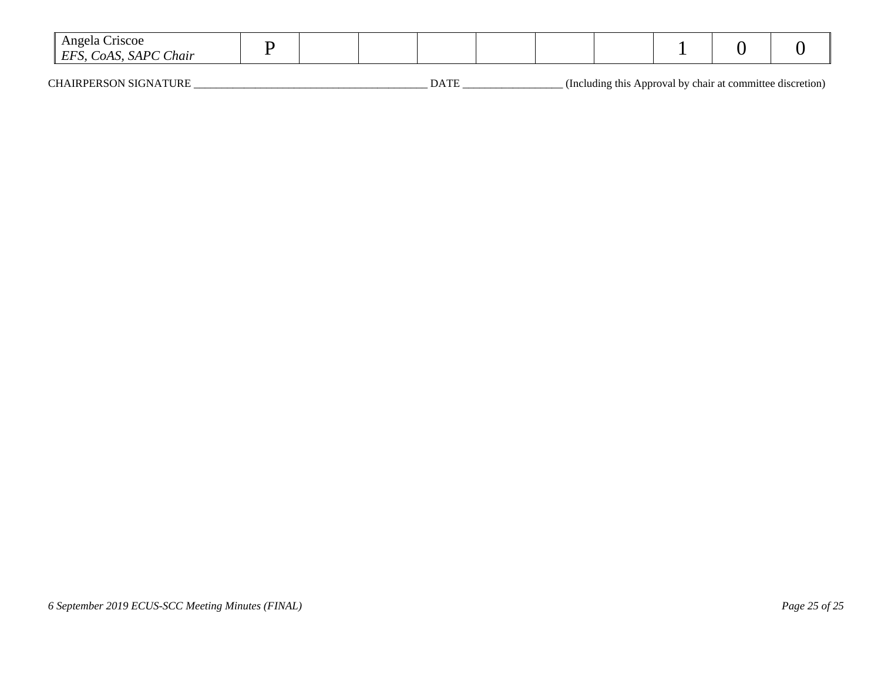| | | | | | | | | | | |
|---|---|---|---|---|---|---|---|---|---|---|
| Angela Criscoe<br>*EFS, CoAS, SAPC Chair* | P | | | | | | | 1 | 0 | 0 |

CHAIRPERSON SIGNATURE ___________________________________________ DATE __________________ (Including this Approval by chair at committee discretion)